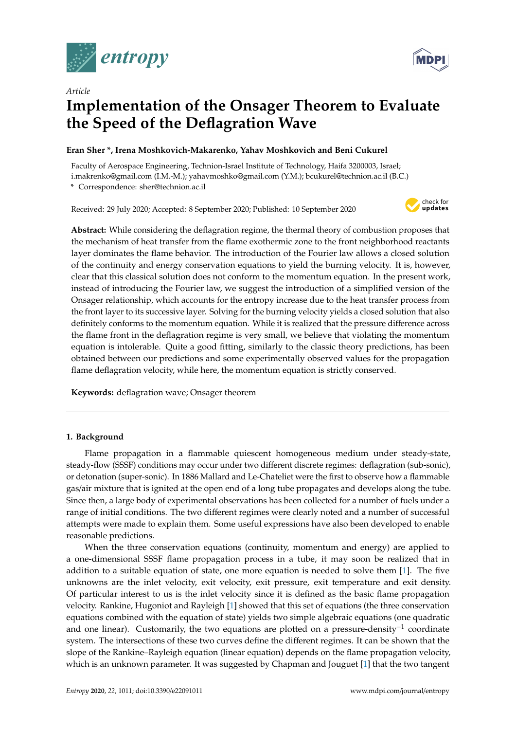*Article*

# Implementation of the Onsager Theorem to Evaluate the Speed of the Deflagration Wave

**Eran Sher \*, Irena Moshkovich-Makarenko, Yahav Moshkovich and Beni Cukurel**

Faculty of Aerospace Engineering, Technion-Israel Institute of Technology, Haifa 3200003, Israel; i.makrenko@gmail.com (I.M.-M.); yahavmoshko@gmail.com (Y.M.); bcukurel@technion.ac.il (B.C.)

\* Correspondence: sher@technion.ac.il

Received: 29 July 2020; Accepted: 8 September 2020; Published: 10 September 2020

**Abstract:** While considering the deflagration regime, the thermal theory of combustion proposes that the mechanism of heat transfer from the flame exothermic zone to the front neighborhood reactants layer dominates the flame behavior. The introduction of the Fourier law allows a closed solution of the continuity and energy conservation equations to yield the burning velocity. It is, however, clear that this classical solution does not conform to the momentum equation. In the present work, instead of introducing the Fourier law, we suggest the introduction of a simplified version of the Onsager relationship, which accounts for the entropy increase due to the heat transfer process from the front layer to its successive layer. Solving for the burning velocity yields a closed solution that also definitely conforms to the momentum equation. While it is realized that the pressure difference across the flame front in the deflagration regime is very small, we believe that violating the momentum equation is intolerable. Quite a good fitting, similarly to the classic theory predictions, has been obtained between our predictions and some experimentally observed values for the propagation flame deflagration velocity, while here, the momentum equation is strictly conserved.

**Keywords:** deflagration wave; Onsager theorem

## 1. Background

Flame propagation in a flammable quiescent homogeneous medium under steady-state, steady-flow (SSSF) conditions may occur under two different discrete regimes: deflagration (sub-sonic), or detonation (super-sonic). In 1886 Mallard and Le-Chateliet were the first to observe how a flammable gas/air mixture that is ignited at the open end of a long tube propagates and develops along the tube. Since then, a large body of experimental observations has been collected for a number of fuels under a range of initial conditions. The two different regimes were clearly noted and a number of successful attempts were made to explain them. Some useful expressions have also been developed to enable reasonable predictions.

When the three conservation equations (continuity, momentum and energy) are applied to a one-dimensional SSSF flame propagation process in a tube, it may soon be realized that in addition to a suitable equation of state, one more equation is needed to solve them [1]. The five unknowns are the inlet velocity, exit velocity, exit pressure, exit temperature and exit density. Of particular interest to us is the inlet velocity since it is defined as the basic flame propagation velocity. Rankine, Hugoniot and Rayleigh [1] showed that this set of equations (the three conservation equations combined with the equation of state) yields two simple algebraic equations (one quadratic and one linear). Customarily, the two equations are plotted on a pressure-density$^{-1}$ coordinate system. The intersections of these two curves define the different regimes. It can be shown that the slope of the Rankine–Rayleigh equation (linear equation) depends on the flame propagation velocity, which is an unknown parameter. It was suggested by Chapman and Jouguet [1] that the two tangent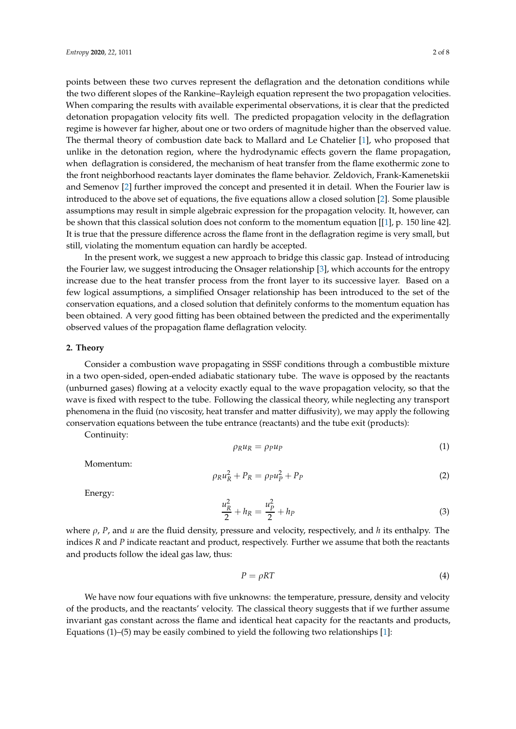points between these two curves represent the deflagration and the detonation conditions while the two different slopes of the Rankine–Rayleigh equation represent the two propagation velocities. When comparing the results with available experimental observations, it is clear that the predicted detonation propagation velocity fits well. The predicted propagation velocity in the deflagration regime is however far higher, about one or two orders of magnitude higher than the observed value. The thermal theory of combustion date back to Mallard and Le Chatelier [1], who proposed that unlike in the detonation region, where the hydrodynamic effects govern the flame propagation, when deflagration is considered, the mechanism of heat transfer from the flame exothermic zone to the front neighborhood reactants layer dominates the flame behavior. Zeldovich, Frank-Kamenetskii and Semenov [2] further improved the concept and presented it in detail. When the Fourier law is introduced to the above set of equations, the five equations allow a closed solution [2]. Some plausible assumptions may result in simple algebraic expression for the propagation velocity. It, however, can be shown that this classical solution does not conform to the momentum equation [[1], p. 150 line 42]. It is true that the pressure difference across the flame front in the deflagration regime is very small, but still, violating the momentum equation can hardly be accepted.

In the present work, we suggest a new approach to bridge this classic gap. Instead of introducing the Fourier law, we suggest introducing the Onsager relationship [3], which accounts for the entropy increase due to the heat transfer process from the front layer to its successive layer. Based on a few logical assumptions, a simplified Onsager relationship has been introduced to the set of the conservation equations, and a closed solution that definitely conforms to the momentum equation has been obtained. A very good fitting has been obtained between the predicted and the experimentally observed values of the propagation flame deflagration velocity.

## 2. Theory

Consider a combustion wave propagating in SSSF conditions through a combustible mixture in a two open-sided, open-ended adiabatic stationary tube. The wave is opposed by the reactants (unburned gases) flowing at a velocity exactly equal to the wave propagation velocity, so that the wave is fixed with respect to the tube. Following the classical theory, while neglecting any transport phenomena in the fluid (no viscosity, heat transfer and matter diffusivity), we may apply the following conservation equations between the tube entrance (reactants) and the tube exit (products):

Continuity:

$$\rho_R u_R = \rho_P u_P \tag{1}$$

Momentum:

$$\rho_R u_R^2 + P_R = \rho_P u_P^2 + P_P \tag{2}$$

Energy:

$$\frac{u_R^2}{2} + h_R = \frac{u_P^2}{2} + h_P \tag{3}$$

where $\rho$, $P$, and $u$ are the fluid density, pressure and velocity, respectively, and $h$ its enthalpy. The indices $R$ and $P$ indicate reactant and product, respectively. Further we assume that both the reactants and products follow the ideal gas law, thus:

$$P = \rho RT \tag{4}$$

We have now four equations with five unknowns: the temperature, pressure, density and velocity of the products, and the reactants' velocity. The classical theory suggests that if we further assume invariant gas constant across the flame and identical heat capacity for the reactants and products, Equations (1)–(5) may be easily combined to yield the following two relationships [1]: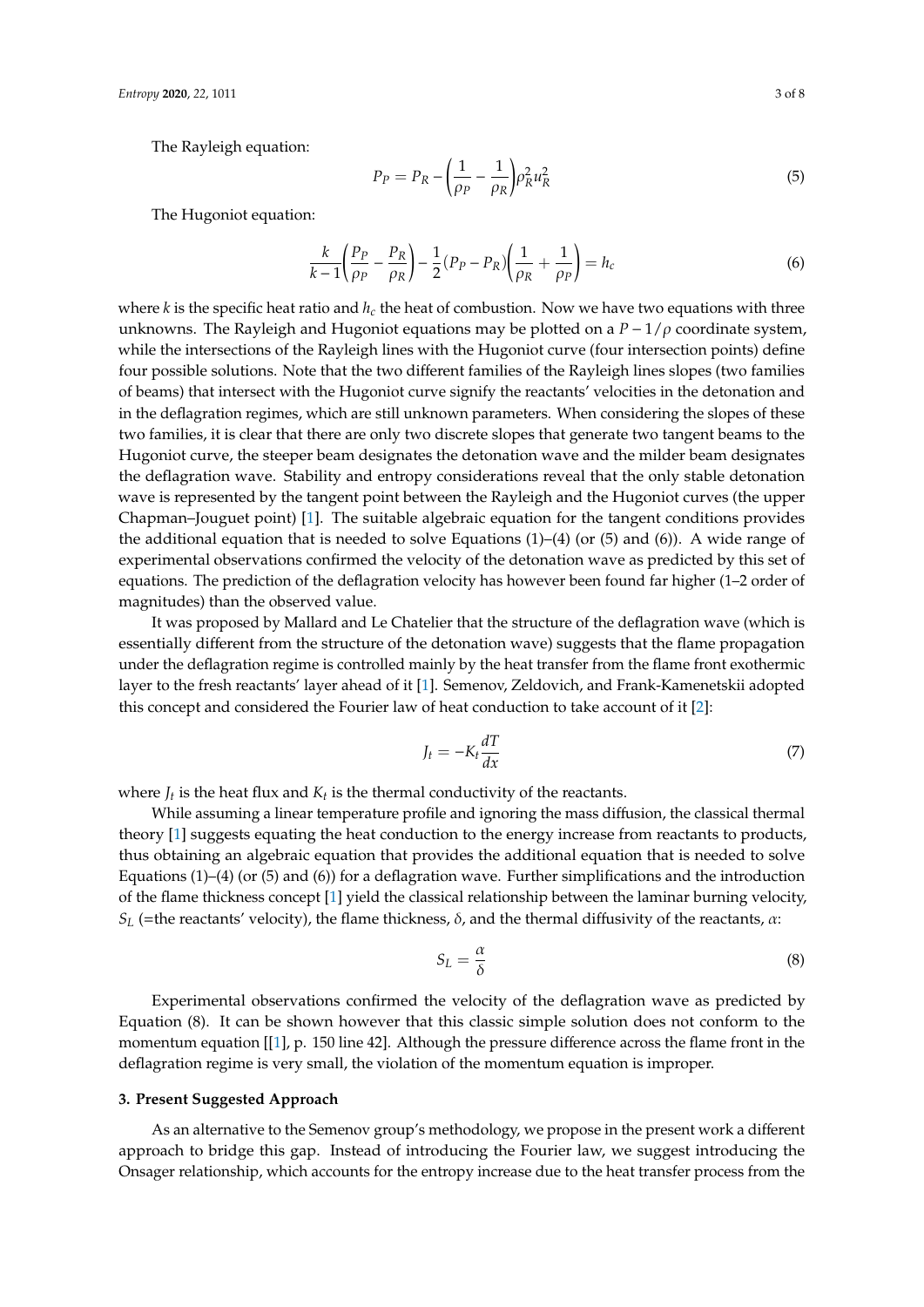The Rayleigh equation:

$$P_P = P_R - \left(\frac{1}{\rho_P} - \frac{1}{\rho_R}\right)\rho_R^2 u_R^2 \tag{5}$$

The Hugoniot equation:

$$\frac{k}{k-1}\left(\frac{P_P}{\rho_P} - \frac{P_R}{\rho_R}\right) - \frac{1}{2}(P_P - P_R)\left(\frac{1}{\rho_R} + \frac{1}{\rho_P}\right) = h_c \tag{6}$$

where $k$ is the specific heat ratio and $h_c$ the heat of combustion. Now we have two equations with three unknowns. The Rayleigh and Hugoniot equations may be plotted on a $P - 1/\rho$ coordinate system, while the intersections of the Rayleigh lines with the Hugoniot curve (four intersection points) define four possible solutions. Note that the two different families of the Rayleigh lines slopes (two families of beams) that intersect with the Hugoniot curve signify the reactants' velocities in the detonation and in the deflagration regimes, which are still unknown parameters. When considering the slopes of these two families, it is clear that there are only two discrete slopes that generate two tangent beams to the Hugoniot curve, the steeper beam designates the detonation wave and the milder beam designates the deflagration wave. Stability and entropy considerations reveal that the only stable detonation wave is represented by the tangent point between the Rayleigh and the Hugoniot curves (the upper Chapman–Jouguet point) [1]. The suitable algebraic equation for the tangent conditions provides the additional equation that is needed to solve Equations (1)–(4) (or (5) and (6)). A wide range of experimental observations confirmed the velocity of the detonation wave as predicted by this set of equations. The prediction of the deflagration velocity has however been found far higher (1–2 order of magnitudes) than the observed value.

It was proposed by Mallard and Le Chatelier that the structure of the deflagration wave (which is essentially different from the structure of the detonation wave) suggests that the flame propagation under the deflagration regime is controlled mainly by the heat transfer from the flame front exothermic layer to the fresh reactants' layer ahead of it [1]. Semenov, Zeldovich, and Frank-Kamenetskii adopted this concept and considered the Fourier law of heat conduction to take account of it [2]:

$$J_t = -K_t \frac{dT}{dx} \tag{7}$$

where $J_t$ is the heat flux and $K_t$ is the thermal conductivity of the reactants.

While assuming a linear temperature profile and ignoring the mass diffusion, the classical thermal theory [1] suggests equating the heat conduction to the energy increase from reactants to products, thus obtaining an algebraic equation that provides the additional equation that is needed to solve Equations (1)–(4) (or (5) and (6)) for a deflagration wave. Further simplifications and the introduction of the flame thickness concept [1] yield the classical relationship between the laminar burning velocity, $S_L$ (=the reactants' velocity), the flame thickness, $\delta$, and the thermal diffusivity of the reactants, $\alpha$:

$$S_L = \frac{\alpha}{\delta} \tag{8}$$

Experimental observations confirmed the velocity of the deflagration wave as predicted by Equation (8). It can be shown however that this classic simple solution does not conform to the momentum equation [[1], p. 150 line 42]. Although the pressure difference across the flame front in the deflagration regime is very small, the violation of the momentum equation is improper.

## 3. Present Suggested Approach

As an alternative to the Semenov group's methodology, we propose in the present work a different approach to bridge this gap. Instead of introducing the Fourier law, we suggest introducing the Onsager relationship, which accounts for the entropy increase due to the heat transfer process from the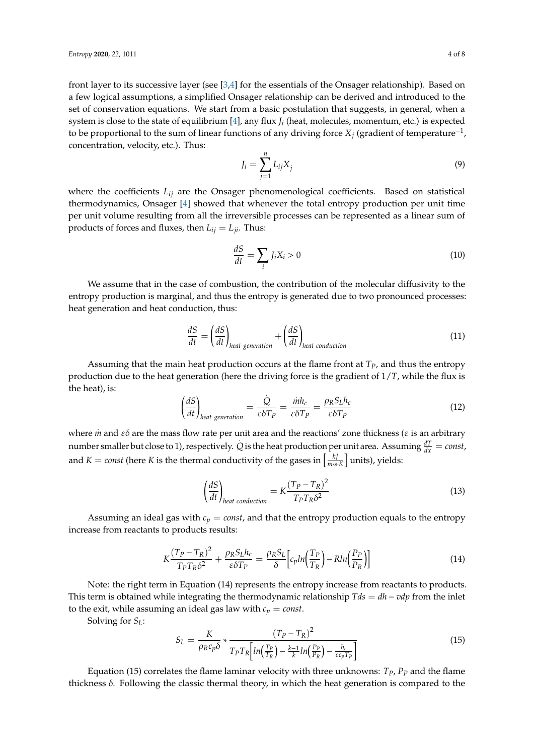front layer to its successive layer (see [3,4] for the essentials of the Onsager relationship). Based on a few logical assumptions, a simplified Onsager relationship can be derived and introduced to the set of conservation equations. We start from a basic postulation that suggests, in general, when a system is close to the state of equilibrium [4], any flux $J_i$ (heat, molecules, momentum, etc.) is expected to be proportional to the sum of linear functions of any driving force $X_j$ (gradient of temperature$^{-1}$, concentration, velocity, etc.). Thus:

$$J_i = \sum_{j=1}^{n} L_{ij} X_j \tag{9}$$

where the coefficients $L_{ij}$ are the Onsager phenomenological coefficients. Based on statistical thermodynamics, Onsager [4] showed that whenever the total entropy production per unit time per unit volume resulting from all the irreversible processes can be represented as a linear sum of products of forces and fluxes, then $L_{ij} = L_{ji}$. Thus:

$$\frac{dS}{dt} = \sum_i J_i X_i > 0 \tag{10}$$

We assume that in the case of combustion, the contribution of the molecular diffusivity to the entropy production is marginal, and thus the entropy is generated due to two pronounced processes: heat generation and heat conduction, thus:

$$\frac{dS}{dt} = \left(\frac{dS}{dt}\right)_{heat\ generation} + \left(\frac{dS}{dt}\right)_{heat\ conduction} \tag{11}$$

Assuming that the main heat production occurs at the flame front at $T_P$, and thus the entropy production due to the heat generation (here the driving force is the gradient of $1/T$, while the flux is the heat), is:

$$\left(\frac{dS}{dt}\right)_{heat\ generation} = \frac{\dot{Q}}{\varepsilon \delta T_P} = \frac{\dot{m} h_c}{\varepsilon \delta T_P} = \frac{\rho_R S_L h_c}{\varepsilon \delta T_P} \tag{12}$$

where $\dot{m}$ and $\varepsilon\delta$ are the mass flow rate per unit area and the reactions' zone thickness ($\varepsilon$ is an arbitrary number smaller but close to 1), respectively. $\dot{Q}$ is the heat production per unit area. Assuming $\frac{dT}{dx} = const$, and $K = const$ (here $K$ is the thermal conductivity of the gases in $\left[\frac{kJ}{m \cdot s \cdot K}\right]$ units), yields:

$$\left(\frac{dS}{dt}\right)_{heat\ conduction} = K \frac{(T_P - T_R)^2}{T_P T_R \delta^2} \tag{13}$$

Assuming an ideal gas with $c_p = const$, and that the entropy production equals to the entropy increase from reactants to products results:

$$K \frac{(T_P - T_R)^2}{T_P T_R \delta^2} + \frac{\rho_R S_L h_c}{\varepsilon \delta T_P} = \frac{\rho_R S_L}{\delta}\left[c_p ln\left(\frac{T_P}{T_R}\right) - R ln\left(\frac{P_P}{P_R}\right)\right] \tag{14}$$

Note: the right term in Equation (14) represents the entropy increase from reactants to products. This term is obtained while integrating the thermodynamic relationship $Tds = dh - vdp$ from the inlet to the exit, while assuming an ideal gas law with $c_p = const$.

Solving for $S_L$:

$$S_L = \frac{K}{\rho_R c_p \delta} * \frac{(T_P - T_R)^2}{T_P T_R \left[ln\left(\frac{T_P}{T_R}\right) - \frac{k-1}{k} ln\left(\frac{P_P}{P_R}\right) - \frac{h_c}{\varepsilon c_p T_P}\right]} \tag{15}$$

Equation (15) correlates the flame laminar velocity with three unknowns: $T_P$, $P_P$ and the flame thickness $\delta$. Following the classic thermal theory, in which the heat generation is compared to the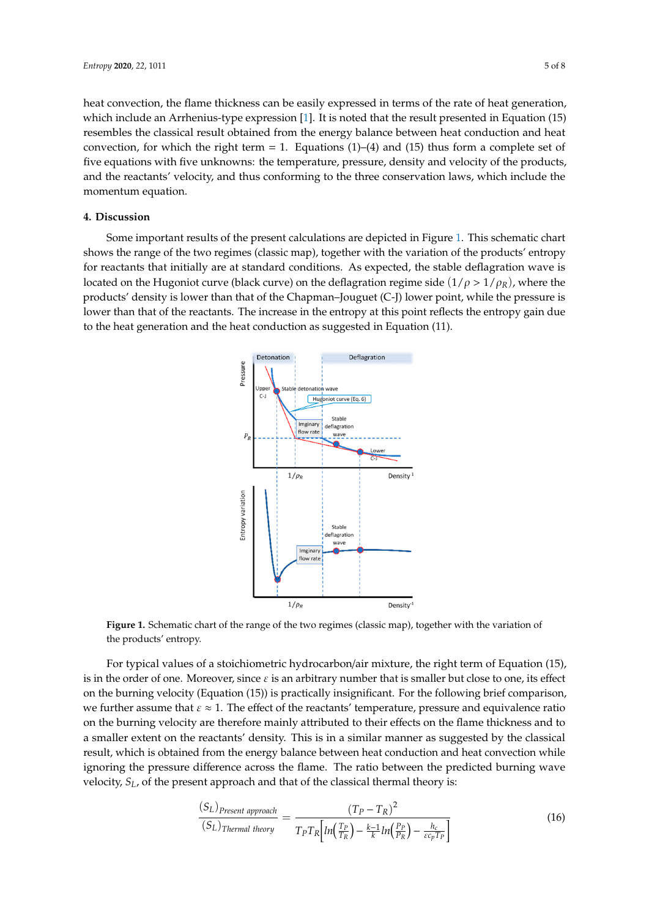heat convection, the flame thickness can be easily expressed in terms of the rate of heat generation, which include an Arrhenius-type expression [1]. It is noted that the result presented in Equation (15) resembles the classical result obtained from the energy balance between heat conduction and heat convection, for which the right term = 1. Equations (1)–(4) and (15) thus form a complete set of five equations with five unknowns: the temperature, pressure, density and velocity of the products, and the reactants' velocity, and thus conforming to the three conservation laws, which include the momentum equation.

## 4. Discussion

Some important results of the present calculations are depicted in Figure 1. This schematic chart shows the range of the two regimes (classic map), together with the variation of the products' entropy for reactants that initially are at standard conditions. As expected, the stable deflagration wave is located on the Hugoniot curve (black curve) on the deflagration regime side $(1/\rho > 1/\rho_R)$, where the products' density is lower than that of the Chapman–Jouguet (C-J) lower point, while the pressure is lower than that of the reactants. The increase in the entropy at this point reflects the entropy gain due to the heat generation and the heat conduction as suggested in Equation (11).

**Figure 1.** Schematic chart of the range of the two regimes (classic map), together with the variation of the products' entropy.

For typical values of a stoichiometric hydrocarbon/air mixture, the right term of Equation (15), is in the order of one. Moreover, since $\varepsilon$ is an arbitrary number that is smaller but close to one, its effect on the burning velocity (Equation (15)) is practically insignificant. For the following brief comparison, we further assume that $\varepsilon \approx 1$. The effect of the reactants' temperature, pressure and equivalence ratio on the burning velocity are therefore mainly attributed to their effects on the flame thickness and to a smaller extent on the reactants' density. This is in a similar manner as suggested by the classical result, which is obtained from the energy balance between heat conduction and heat convection while ignoring the pressure difference across the flame. The ratio between the predicted burning wave velocity, $S_L$, of the present approach and that of the classical thermal theory is:

$$\frac{(S_L)_{Present\ approach}}{(S_L)_{Thermal\ theory}} = \frac{(T_P - T_R)^2}{T_P T_R\left[ln\left(\frac{T_P}{T_R}\right) - \frac{k-1}{k} ln\left(\frac{P_P}{P_R}\right) - \frac{h_c}{\varepsilon c_p T_P}\right]} \tag{16}$$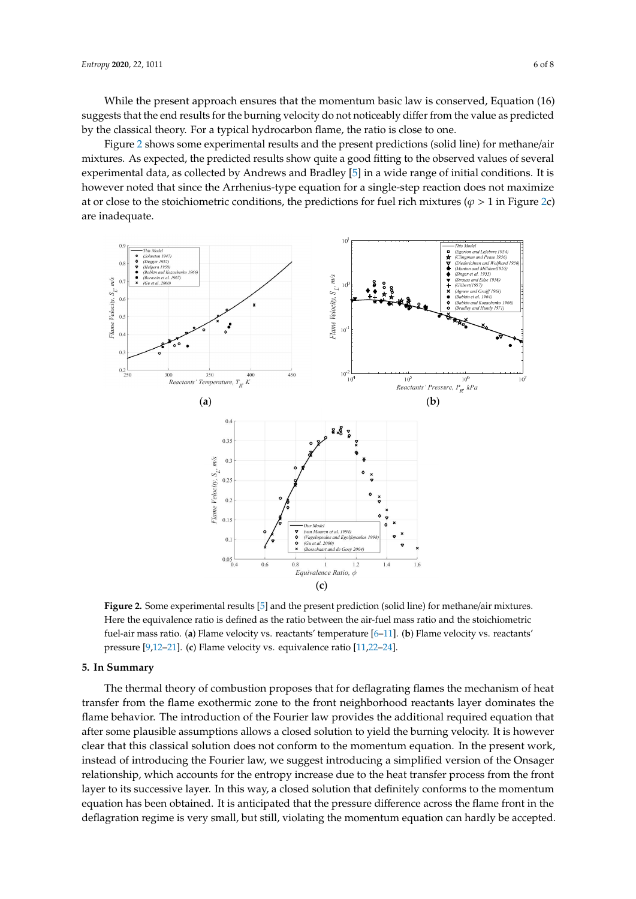While the present approach ensures that the momentum basic law is conserved, Equation (16) suggests that the end results for the burning velocity do not noticeably differ from the value as predicted by the classical theory. For a typical hydrocarbon flame, the ratio is close to one.

Figure 2 shows some experimental results and the present predictions (solid line) for methane/air mixtures. As expected, the predicted results show quite a good fitting to the observed values of several experimental data, as collected by Andrews and Bradley [5] in a wide range of initial conditions. It is however noted that since the Arrhenius-type equation for a single-step reaction does not maximize at or close to the stoichiometric conditions, the predictions for fuel rich mixtures ($\varphi > 1$ in Figure 2c) are inadequate.

**Figure 2.** Some experimental results [5] and the present prediction (solid line) for methane/air mixtures. Here the equivalence ratio is defined as the ratio between the air-fuel mass ratio and the stoichiometric fuel-air mass ratio. (**a**) Flame velocity vs. reactants' temperature [6–11]. (**b**) Flame velocity vs. reactants' pressure [9,12–21]. (**c**) Flame velocity vs. equivalence ratio [11,22–24].

## 5. In Summary

The thermal theory of combustion proposes that for deflagrating flames the mechanism of heat transfer from the flame exothermic zone to the front neighborhood reactants layer dominates the flame behavior. The introduction of the Fourier law provides the additional required equation that after some plausible assumptions allows a closed solution to yield the burning velocity. It is however clear that this classical solution does not conform to the momentum equation. In the present work, instead of introducing the Fourier law, we suggest introducing a simplified version of the Onsager relationship, which accounts for the entropy increase due to the heat transfer process from the front layer to its successive layer. In this way, a closed solution that definitely conforms to the momentum equation has been obtained. It is anticipated that the pressure difference across the flame front in the deflagration regime is very small, but still, violating the momentum equation can hardly be accepted.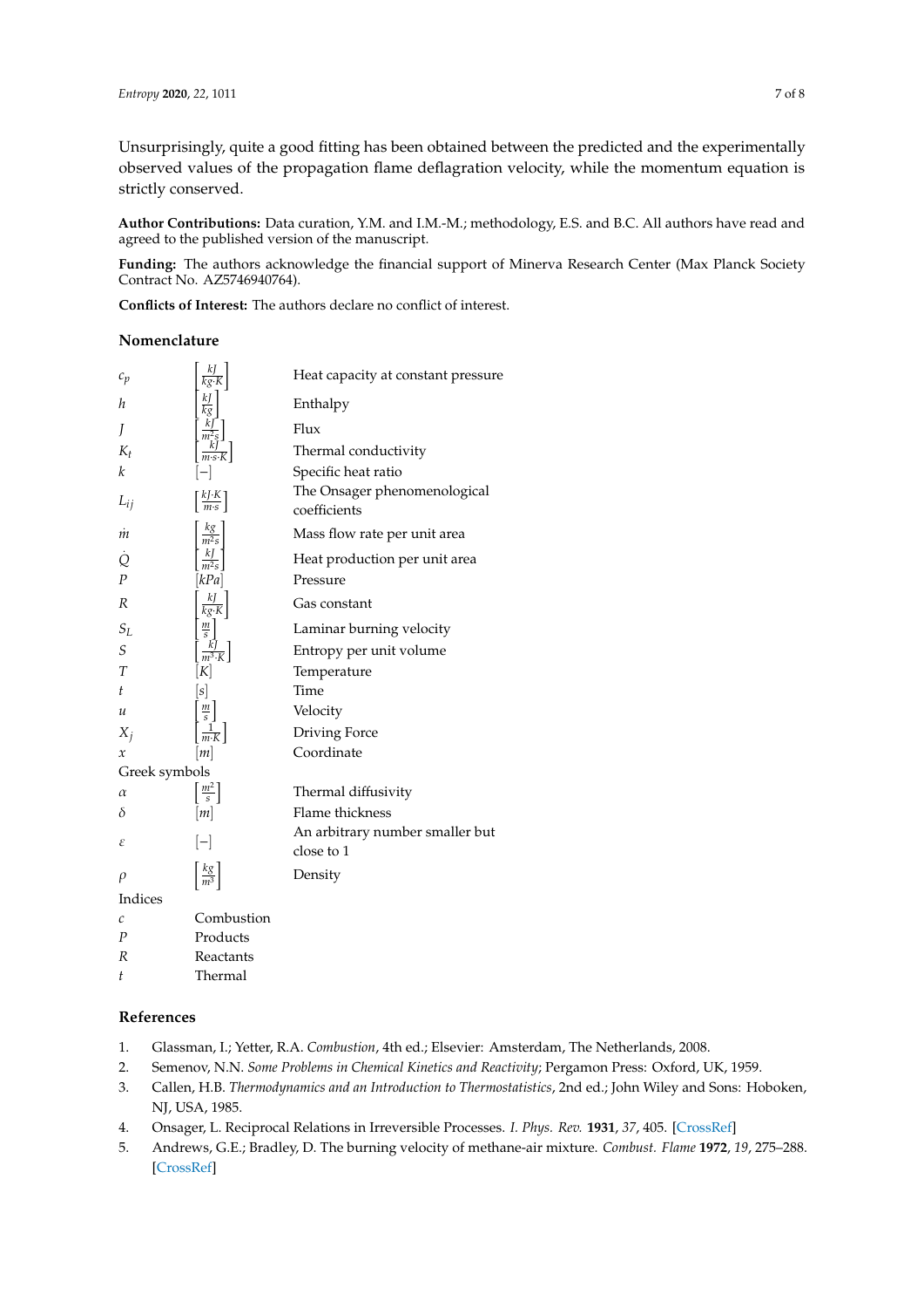Unsurprisingly, quite a good fitting has been obtained between the predicted and the experimentally observed values of the propagation flame deflagration velocity, while the momentum equation is strictly conserved.

**Author Contributions:** Data curation, Y.M. and I.M.-M.; methodology, E.S. and B.C. All authors have read and agreed to the published version of the manuscript.

**Funding:** The authors acknowledge the financial support of Minerva Research Center (Max Planck Society Contract No. AZ5746940764).

**Conflicts of Interest:** The authors declare no conflict of interest.

## Nomenclature

| | | |
|---|---|---|
| $c_p$ | $\left[\frac{kJ}{kg \cdot K}\right]$ | Heat capacity at constant pressure |
| $h$ | $\left[\frac{kJ}{kg}\right]$ | Enthalpy |
| $J$ | $\left[\frac{kJ}{m^2 s}\right]$ | Flux |
| $K_t$ | $\left[\frac{kJ}{m \cdot s \cdot K}\right]$ | Thermal conductivity |
| $k$ | $[-]$ | Specific heat ratio |
| $L_{ij}$ | $\left[\frac{kJ \cdot K}{m \cdot s}\right]$ | The Onsager phenomenological coefficients |
| $\dot{m}$ | $\left[\frac{kg}{m^2 s}\right]$ | Mass flow rate per unit area |
| $\dot{Q}$ | $\left[\frac{kJ}{m^2 s}\right]$ | Heat production per unit area |
| $P$ | $[kPa]$ | Pressure |
| $R$ | $\left[\frac{kJ}{kg \cdot K}\right]$ | Gas constant |
| $S_L$ | $\left[\frac{m}{s}\right]$ | Laminar burning velocity |
| $S$ | $\left[\frac{kJ}{m^3 \cdot K}\right]$ | Entropy per unit volume |
| $T$ | $[K]$ | Temperature |
| $t$ | $[s]$ | Time |
| $u$ | $\left[\frac{m}{s}\right]$ | Velocity |
| $X_j$ | $\left[\frac{1}{m \cdot K}\right]$ | Driving Force |
| $x$ | $[m]$ | Coordinate |
| Greek symbols | | |
| $\alpha$ | $\left[\frac{m^2}{s}\right]$ | Thermal diffusivity |
| $\delta$ | $[m]$ | Flame thickness |
| $\varepsilon$ | $[-]$ | An arbitrary number smaller but close to 1 |
| $\rho$ | $\left[\frac{kg}{m^3}\right]$ | Density |
| Indices | | |
| $c$ | Combustion | |
| $P$ | Products | |
| $R$ | Reactants | |
| $t$ | Thermal | |

## References

1. Glassman, I.; Yetter, R.A. *Combustion*, 4th ed.; Elsevier: Amsterdam, The Netherlands, 2008.
2. Semenov, N.N. *Some Problems in Chemical Kinetics and Reactivity*; Pergamon Press: Oxford, UK, 1959.
3. Callen, H.B. *Thermodynamics and an Introduction to Thermostatistics*, 2nd ed.; John Wiley and Sons: Hoboken, NJ, USA, 1985.
4. Onsager, L. Reciprocal Relations in Irreversible Processes. *I. Phys. Rev.* **1931**, *37*, 405. [CrossRef]
5. Andrews, G.E.; Bradley, D. The burning velocity of methane-air mixture. *Combust. Flame* **1972**, *19*, 275–288. [CrossRef]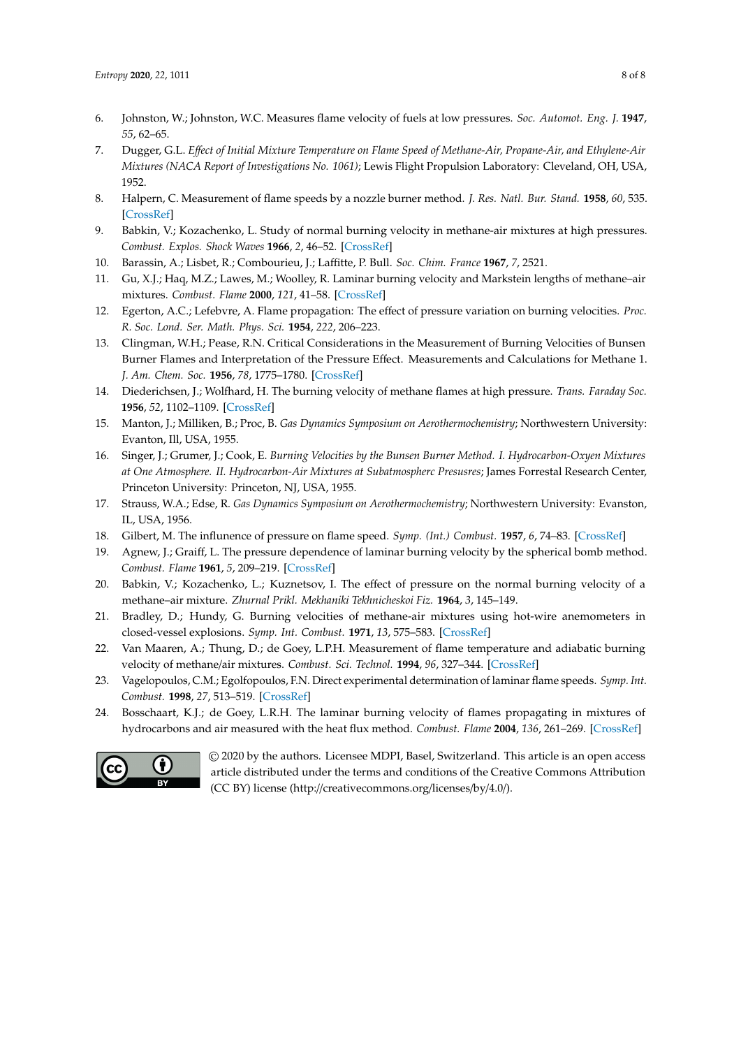6. Johnston, W.; Johnston, W.C. Measures flame velocity of fuels at low pressures. *Soc. Automot. Eng. J.* **1947**, *55*, 62–65.
7. Dugger, G.L. *Effect of Initial Mixture Temperature on Flame Speed of Methane-Air, Propane-Air, and Ethylene-Air Mixtures (NACA Report of Investigations No. 1061)*; Lewis Flight Propulsion Laboratory: Cleveland, OH, USA, 1952.
8. Halpern, C. Measurement of flame speeds by a nozzle burner method. *J. Res. Natl. Bur. Stand.* **1958**, *60*, 535. [CrossRef]
9. Babkin, V.; Kozachenko, L. Study of normal burning velocity in methane-air mixtures at high pressures. *Combust. Explos. Shock Waves* **1966**, *2*, 46–52. [CrossRef]
10. Barassin, A.; Lisbet, R.; Combourieu, J.; Laffitte, P. Bull. *Soc. Chim. France* **1967**, *7*, 2521.
11. Gu, X.J.; Haq, M.Z.; Lawes, M.; Woolley, R. Laminar burning velocity and Markstein lengths of methane–air mixtures. *Combust. Flame* **2000**, *121*, 41–58. [CrossRef]
12. Egerton, A.C.; Lefebvre, A. Flame propagation: The effect of pressure variation on burning velocities. *Proc. R. Soc. Lond. Ser. Math. Phys. Sci.* **1954**, *222*, 206–223.
13. Clingman, W.H.; Pease, R.N. Critical Considerations in the Measurement of Burning Velocities of Bunsen Burner Flames and Interpretation of the Pressure Effect. Measurements and Calculations for Methane 1. *J. Am. Chem. Soc.* **1956**, *78*, 1775–1780. [CrossRef]
14. Diederichsen, J.; Wolfhard, H. The burning velocity of methane flames at high pressure. *Trans. Faraday Soc.* **1956**, *52*, 1102–1109. [CrossRef]
15. Manton, J.; Milliken, B.; Proc, B. *Gas Dynamics Symposium on Aerothermochemistry*; Northwestern University: Evanton, Ill, USA, 1955.
16. Singer, J.; Grumer, J.; Cook, E. *Burning Velocities by the Bunsen Burner Method. I. Hydrocarbon-Oxyen Mixtures at One Atmosphere. II. Hydrocarbon-Air Mixtures at Subatmospherc Presures*; James Forrestal Research Center, Princeton University: Princeton, NJ, USA, 1955.
17. Strauss, W.A.; Edse, R. *Gas Dynamics Symposium on Aerothermochemistry*; Northwestern University: Evanston, IL, USA, 1956.
18. Gilbert, M. The influnence of pressure on flame speed. *Symp. (Int.) Combust.* **1957**, *6*, 74–83. [CrossRef]
19. Agnew, J.; Graiff, L. The pressure dependence of laminar burning velocity by the spherical bomb method. *Combust. Flame* **1961**, *5*, 209–219. [CrossRef]
20. Babkin, V.; Kozachenko, L.; Kuznetsov, I. The effect of pressure on the normal burning velocity of a methane–air mixture. *Zhurnal Prikl. Mekhaniki Tekhnicheskoi Fiz.* **1964**, *3*, 145–149.
21. Bradley, D.; Hundy, G. Burning velocities of methane-air mixtures using hot-wire anemometers in closed-vessel explosions. *Symp. Int. Combust.* **1971**, *13*, 575–583. [CrossRef]
22. Van Maaren, A.; Thung, D.; de Goey, L.P.H. Measurement of flame temperature and adiabatic burning velocity of methane/air mixtures. *Combust. Sci. Technol.* **1994**, *96*, 327–344. [CrossRef]
23. Vagelopoulos, C.M.; Egolfopoulos, F.N. Direct experimental determination of laminar flame speeds. *Symp. Int. Combust.* **1998**, *27*, 513–519. [CrossRef]
24. Bosschaart, K.J.; de Goey, L.R.H. The laminar burning velocity of flames propagating in mixtures of hydrocarbons and air measured with the heat flux method. *Combust. Flame* **2004**, *136*, 261–269. [CrossRef]

© 2020 by the authors. Licensee MDPI, Basel, Switzerland. This article is an open access article distributed under the terms and conditions of the Creative Commons Attribution (CC BY) license (http://creativecommons.org/licenses/by/4.0/).